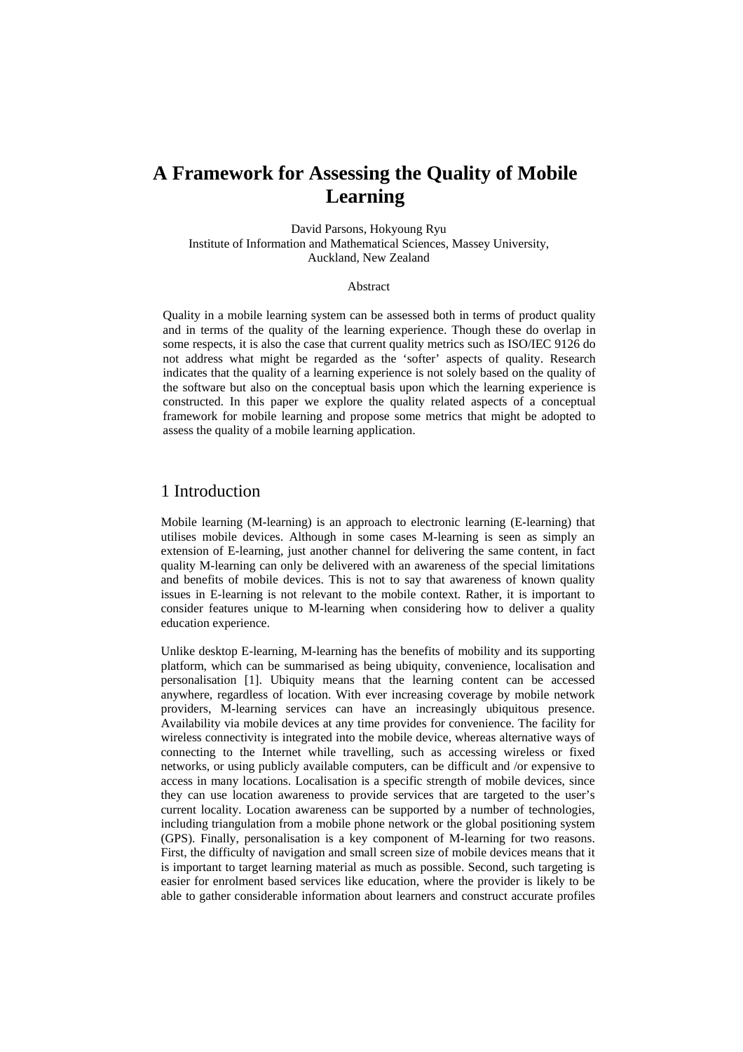# A Framework for Assessing the Quality of Mobile Learning

David Parsons, Hokyoung Ryu
Institute of Information and Mathematical Sciences, Massey University,
Auckland, New Zealand

## Abstract

Quality in a mobile learning system can be assessed both in terms of product quality and in terms of the quality of the learning experience. Though these do overlap in some respects, it is also the case that current quality metrics such as ISO/IEC 9126 do not address what might be regarded as the 'softer' aspects of quality. Research indicates that the quality of a learning experience is not solely based on the quality of the software but also on the conceptual basis upon which the learning experience is constructed. In this paper we explore the quality related aspects of a conceptual framework for mobile learning and propose some metrics that might be adopted to assess the quality of a mobile learning application.

## 1 Introduction

Mobile learning (M-learning) is an approach to electronic learning (E-learning) that utilises mobile devices. Although in some cases M-learning is seen as simply an extension of E-learning, just another channel for delivering the same content, in fact quality M-learning can only be delivered with an awareness of the special limitations and benefits of mobile devices. This is not to say that awareness of known quality issues in E-learning is not relevant to the mobile context. Rather, it is important to consider features unique to M-learning when considering how to deliver a quality education experience.

Unlike desktop E-learning, M-learning has the benefits of mobility and its supporting platform, which can be summarised as being ubiquity, convenience, localisation and personalisation [1]. Ubiquity means that the learning content can be accessed anywhere, regardless of location. With ever increasing coverage by mobile network providers, M-learning services can have an increasingly ubiquitous presence. Availability via mobile devices at any time provides for convenience. The facility for wireless connectivity is integrated into the mobile device, whereas alternative ways of connecting to the Internet while travelling, such as accessing wireless or fixed networks, or using publicly available computers, can be difficult and /or expensive to access in many locations. Localisation is a specific strength of mobile devices, since they can use location awareness to provide services that are targeted to the user's current locality. Location awareness can be supported by a number of technologies, including triangulation from a mobile phone network or the global positioning system (GPS). Finally, personalisation is a key component of M-learning for two reasons. First, the difficulty of navigation and small screen size of mobile devices means that it is important to target learning material as much as possible. Second, such targeting is easier for enrolment based services like education, where the provider is likely to be able to gather considerable information about learners and construct accurate profiles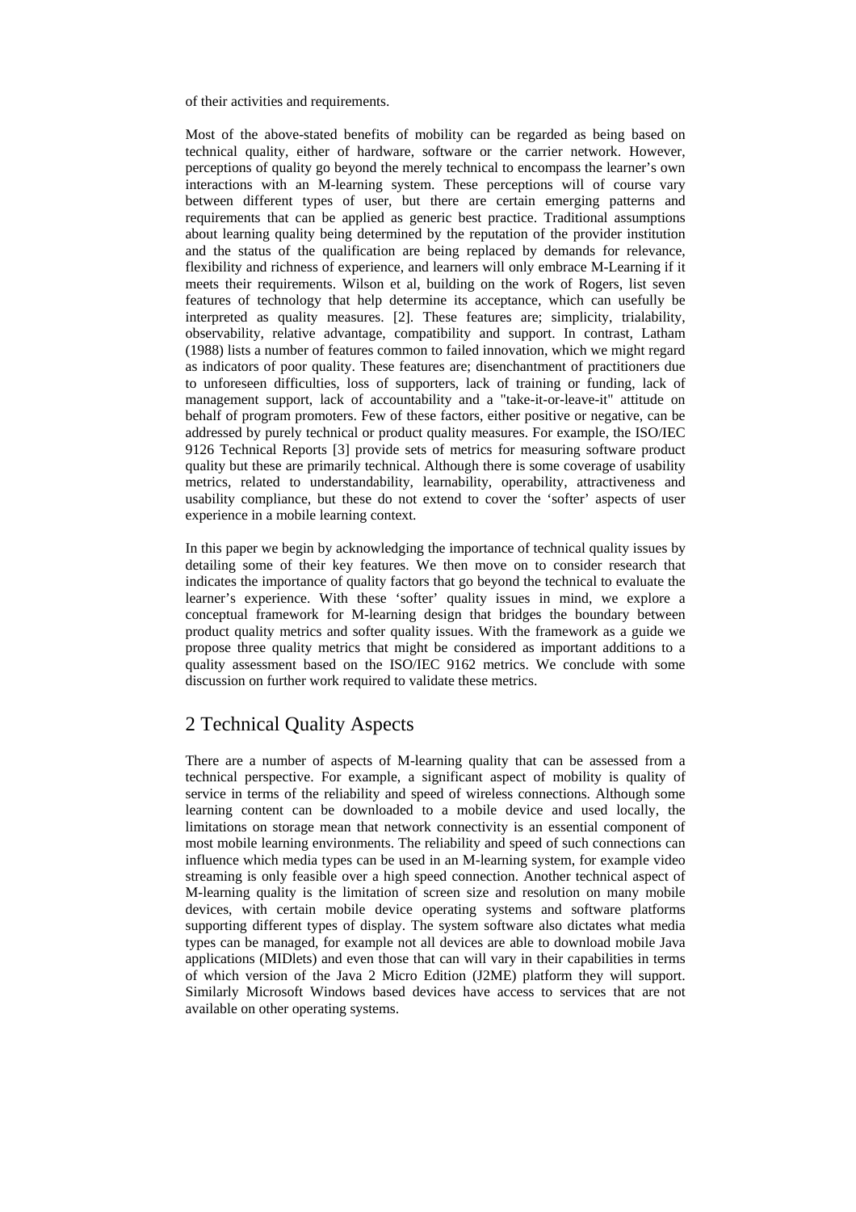of their activities and requirements.

Most of the above-stated benefits of mobility can be regarded as being based on technical quality, either of hardware, software or the carrier network. However, perceptions of quality go beyond the merely technical to encompass the learner's own interactions with an M-learning system. These perceptions will of course vary between different types of user, but there are certain emerging patterns and requirements that can be applied as generic best practice. Traditional assumptions about learning quality being determined by the reputation of the provider institution and the status of the qualification are being replaced by demands for relevance, flexibility and richness of experience, and learners will only embrace M-Learning if it meets their requirements. Wilson et al, building on the work of Rogers, list seven features of technology that help determine its acceptance, which can usefully be interpreted as quality measures. [2]. These features are; simplicity, trialability, observability, relative advantage, compatibility and support. In contrast, Latham (1988) lists a number of features common to failed innovation, which we might regard as indicators of poor quality. These features are; disenchantment of practitioners due to unforeseen difficulties, loss of supporters, lack of training or funding, lack of management support, lack of accountability and a "take-it-or-leave-it" attitude on behalf of program promoters. Few of these factors, either positive or negative, can be addressed by purely technical or product quality measures. For example, the ISO/IEC 9126 Technical Reports [3] provide sets of metrics for measuring software product quality but these are primarily technical. Although there is some coverage of usability metrics, related to understandability, learnability, operability, attractiveness and usability compliance, but these do not extend to cover the 'softer' aspects of user experience in a mobile learning context.

In this paper we begin by acknowledging the importance of technical quality issues by detailing some of their key features. We then move on to consider research that indicates the importance of quality factors that go beyond the technical to evaluate the learner's experience. With these 'softer' quality issues in mind, we explore a conceptual framework for M-learning design that bridges the boundary between product quality metrics and softer quality issues. With the framework as a guide we propose three quality metrics that might be considered as important additions to a quality assessment based on the ISO/IEC 9162 metrics. We conclude with some discussion on further work required to validate these metrics.

## 2 Technical Quality Aspects

There are a number of aspects of M-learning quality that can be assessed from a technical perspective. For example, a significant aspect of mobility is quality of service in terms of the reliability and speed of wireless connections. Although some learning content can be downloaded to a mobile device and used locally, the limitations on storage mean that network connectivity is an essential component of most mobile learning environments. The reliability and speed of such connections can influence which media types can be used in an M-learning system, for example video streaming is only feasible over a high speed connection. Another technical aspect of M-learning quality is the limitation of screen size and resolution on many mobile devices, with certain mobile device operating systems and software platforms supporting different types of display. The system software also dictates what media types can be managed, for example not all devices are able to download mobile Java applications (MIDlets) and even those that can will vary in their capabilities in terms of which version of the Java 2 Micro Edition (J2ME) platform they will support. Similarly Microsoft Windows based devices have access to services that are not available on other operating systems.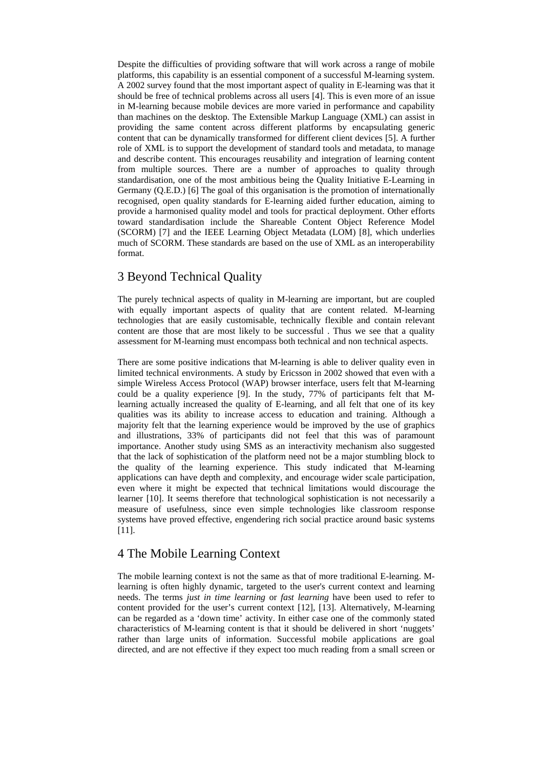Despite the difficulties of providing software that will work across a range of mobile platforms, this capability is an essential component of a successful M-learning system. A 2002 survey found that the most important aspect of quality in E-learning was that it should be free of technical problems across all users [4]. This is even more of an issue in M-learning because mobile devices are more varied in performance and capability than machines on the desktop. The Extensible Markup Language (XML) can assist in providing the same content across different platforms by encapsulating generic content that can be dynamically transformed for different client devices [5]. A further role of XML is to support the development of standard tools and metadata, to manage and describe content. This encourages reusability and integration of learning content from multiple sources. There are a number of approaches to quality through standardisation, one of the most ambitious being the Quality Initiative E-Learning in Germany (Q.E.D.) [6] The goal of this organisation is the promotion of internationally recognised, open quality standards for E-learning aided further education, aiming to provide a harmonised quality model and tools for practical deployment. Other efforts toward standardisation include the Shareable Content Object Reference Model (SCORM) [7] and the IEEE Learning Object Metadata (LOM) [8], which underlies much of SCORM. These standards are based on the use of XML as an interoperability format.

## 3 Beyond Technical Quality

The purely technical aspects of quality in M-learning are important, but are coupled with equally important aspects of quality that are content related. M-learning technologies that are easily customisable, technically flexible and contain relevant content are those that are most likely to be successful . Thus we see that a quality assessment for M-learning must encompass both technical and non technical aspects.

There are some positive indications that M-learning is able to deliver quality even in limited technical environments. A study by Ericsson in 2002 showed that even with a simple Wireless Access Protocol (WAP) browser interface, users felt that M-learning could be a quality experience [9]. In the study, 77% of participants felt that M-learning actually increased the quality of E-learning, and all felt that one of its key qualities was its ability to increase access to education and training. Although a majority felt that the learning experience would be improved by the use of graphics and illustrations, 33% of participants did not feel that this was of paramount importance. Another study using SMS as an interactivity mechanism also suggested that the lack of sophistication of the platform need not be a major stumbling block to the quality of the learning experience. This study indicated that M-learning applications can have depth and complexity, and encourage wider scale participation, even where it might be expected that technical limitations would discourage the learner [10]. It seems therefore that technological sophistication is not necessarily a measure of usefulness, since even simple technologies like classroom response systems have proved effective, engendering rich social practice around basic systems [11].

## 4 The Mobile Learning Context

The mobile learning context is not the same as that of more traditional E-learning. M-learning is often highly dynamic, targeted to the user's current context and learning needs. The terms *just in time learning* or *fast learning* have been used to refer to content provided for the user's current context [12], [13]. Alternatively, M-learning can be regarded as a 'down time' activity. In either case one of the commonly stated characteristics of M-learning content is that it should be delivered in short 'nuggets' rather than large units of information. Successful mobile applications are goal directed, and are not effective if they expect too much reading from a small screen or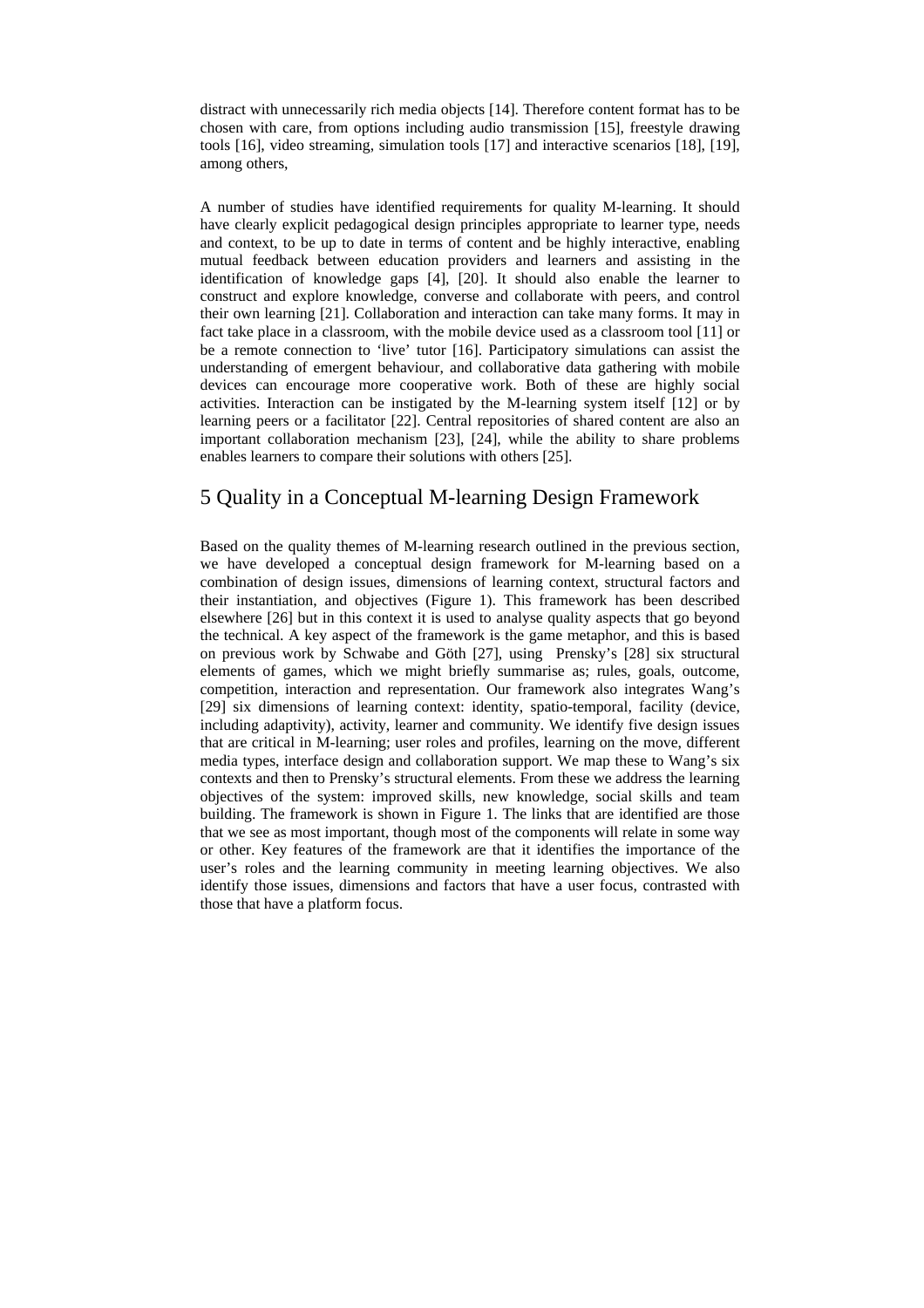distract with unnecessarily rich media objects [14]. Therefore content format has to be chosen with care, from options including audio transmission [15], freestyle drawing tools [16], video streaming, simulation tools [17] and interactive scenarios [18], [19], among others,

A number of studies have identified requirements for quality M-learning. It should have clearly explicit pedagogical design principles appropriate to learner type, needs and context, to be up to date in terms of content and be highly interactive, enabling mutual feedback between education providers and learners and assisting in the identification of knowledge gaps [4], [20]. It should also enable the learner to construct and explore knowledge, converse and collaborate with peers, and control their own learning [21]. Collaboration and interaction can take many forms. It may in fact take place in a classroom, with the mobile device used as a classroom tool [11] or be a remote connection to 'live' tutor [16]. Participatory simulations can assist the understanding of emergent behaviour, and collaborative data gathering with mobile devices can encourage more cooperative work. Both of these are highly social activities. Interaction can be instigated by the M-learning system itself [12] or by learning peers or a facilitator [22]. Central repositories of shared content are also an important collaboration mechanism [23], [24], while the ability to share problems enables learners to compare their solutions with others [25].

## 5 Quality in a Conceptual M-learning Design Framework

Based on the quality themes of M-learning research outlined in the previous section, we have developed a conceptual design framework for M-learning based on a combination of design issues, dimensions of learning context, structural factors and their instantiation, and objectives (Figure 1). This framework has been described elsewhere [26] but in this context it is used to analyse quality aspects that go beyond the technical. A key aspect of the framework is the game metaphor, and this is based on previous work by Schwabe and Göth [27], using Prensky's [28] six structural elements of games, which we might briefly summarise as; rules, goals, outcome, competition, interaction and representation. Our framework also integrates Wang's [29] six dimensions of learning context: identity, spatio-temporal, facility (device, including adaptivity), activity, learner and community. We identify five design issues that are critical in M-learning; user roles and profiles, learning on the move, different media types, interface design and collaboration support. We map these to Wang's six contexts and then to Prensky's structural elements. From these we address the learning objectives of the system: improved skills, new knowledge, social skills and team building. The framework is shown in Figure 1. The links that are identified are those that we see as most important, though most of the components will relate in some way or other. Key features of the framework are that it identifies the importance of the user's roles and the learning community in meeting learning objectives. We also identify those issues, dimensions and factors that have a user focus, contrasted with those that have a platform focus.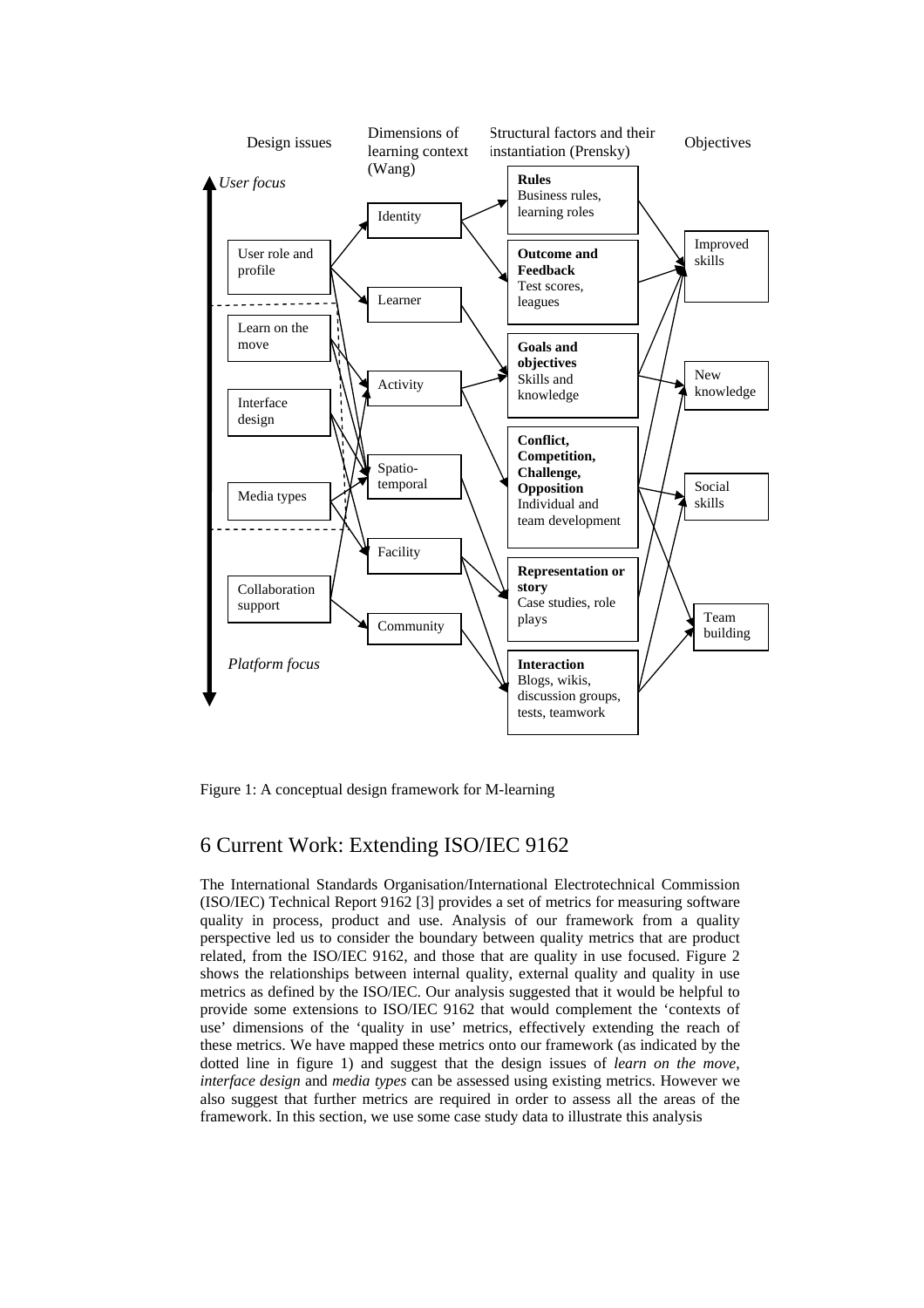Figure 1: A conceptual design framework for M-learning

## 6 Current Work: Extending ISO/IEC 9162

The International Standards Organisation/International Electrotechnical Commission (ISO/IEC) Technical Report 9162 [3] provides a set of metrics for measuring software quality in process, product and use. Analysis of our framework from a quality perspective led us to consider the boundary between quality metrics that are product related, from the ISO/IEC 9162, and those that are quality in use focused. Figure 2 shows the relationships between internal quality, external quality and quality in use metrics as defined by the ISO/IEC. Our analysis suggested that it would be helpful to provide some extensions to ISO/IEC 9162 that would complement the 'contexts of use' dimensions of the 'quality in use' metrics, effectively extending the reach of these metrics. We have mapped these metrics onto our framework (as indicated by the dotted line in figure 1) and suggest that the design issues of *learn on the move*, *interface design* and *media types* can be assessed using existing metrics. However we also suggest that further metrics are required in order to assess all the areas of the framework. In this section, we use some case study data to illustrate this analysis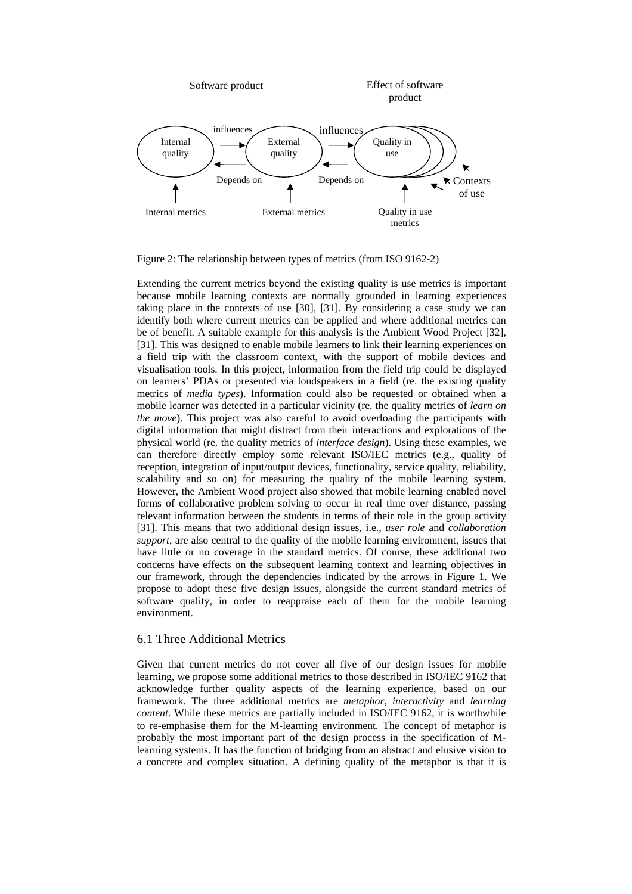Software product    Effect of software product

Internal quality → influences → External quality → influences → Quality in use

Depends on ← Depends on ←

Internal metrics    External metrics    Quality in use metrics    Contexts of use

Figure 2: The relationship between types of metrics (from ISO 9162-2)

Extending the current metrics beyond the existing quality is use metrics is important because mobile learning contexts are normally grounded in learning experiences taking place in the contexts of use [30], [31]. By considering a case study we can identify both where current metrics can be applied and where additional metrics can be of benefit. A suitable example for this analysis is the Ambient Wood Project [32], [31]. This was designed to enable mobile learners to link their learning experiences on a field trip with the classroom context, with the support of mobile devices and visualisation tools. In this project, information from the field trip could be displayed on learners' PDAs or presented via loudspeakers in a field (re. the existing quality metrics of *media types*). Information could also be requested or obtained when a mobile learner was detected in a particular vicinity (re. the quality metrics of *learn on the move*). This project was also careful to avoid overloading the participants with digital information that might distract from their interactions and explorations of the physical world (re. the quality metrics of *interface design*). Using these examples, we can therefore directly employ some relevant ISO/IEC metrics (e.g., quality of reception, integration of input/output devices, functionality, service quality, reliability, scalability and so on) for measuring the quality of the mobile learning system. However, the Ambient Wood project also showed that mobile learning enabled novel forms of collaborative problem solving to occur in real time over distance, passing relevant information between the students in terms of their role in the group activity [31]. This means that two additional design issues, i.e., *user role* and *collaboration support*, are also central to the quality of the mobile learning environment, issues that have little or no coverage in the standard metrics. Of course, these additional two concerns have effects on the subsequent learning context and learning objectives in our framework, through the dependencies indicated by the arrows in Figure 1. We propose to adopt these five design issues, alongside the current standard metrics of software quality, in order to reappraise each of them for the mobile learning environment.

## 6.1 Three Additional Metrics

Given that current metrics do not cover all five of our design issues for mobile learning, we propose some additional metrics to those described in ISO/IEC 9162 that acknowledge further quality aspects of the learning experience, based on our framework. The three additional metrics are *metaphor*, *interactivity* and *learning content*. While these metrics are partially included in ISO/IEC 9162, it is worthwhile to re-emphasise them for the M-learning environment. The concept of metaphor is probably the most important part of the design process in the specification of M-learning systems. It has the function of bridging from an abstract and elusive vision to a concrete and complex situation. A defining quality of the metaphor is that it is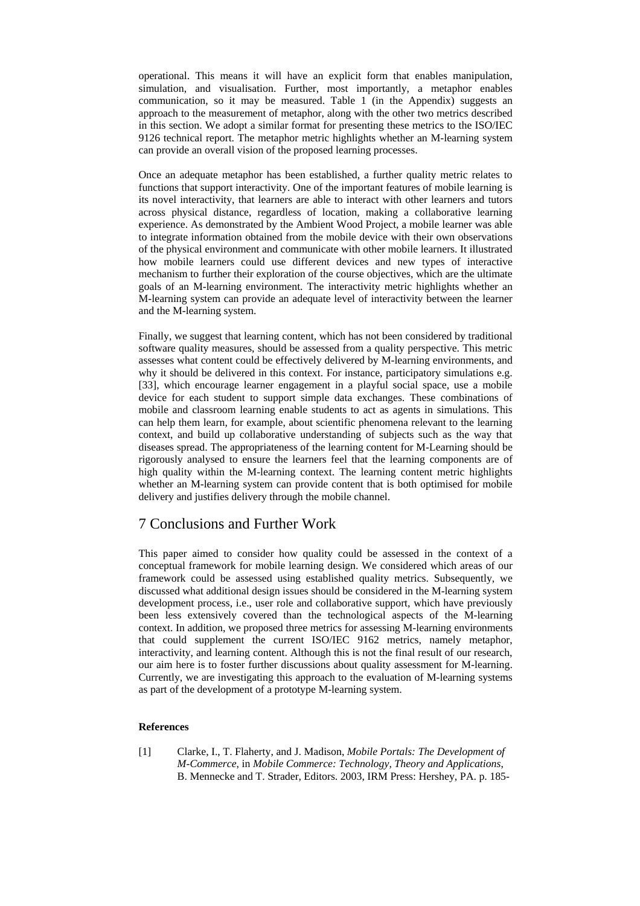operational. This means it will have an explicit form that enables manipulation, simulation, and visualisation. Further, most importantly, a metaphor enables communication, so it may be measured. Table 1 (in the Appendix) suggests an approach to the measurement of metaphor, along with the other two metrics described in this section. We adopt a similar format for presenting these metrics to the ISO/IEC 9126 technical report. The metaphor metric highlights whether an M-learning system can provide an overall vision of the proposed learning processes.

Once an adequate metaphor has been established, a further quality metric relates to functions that support interactivity. One of the important features of mobile learning is its novel interactivity, that learners are able to interact with other learners and tutors across physical distance, regardless of location, making a collaborative learning experience. As demonstrated by the Ambient Wood Project, a mobile learner was able to integrate information obtained from the mobile device with their own observations of the physical environment and communicate with other mobile learners. It illustrated how mobile learners could use different devices and new types of interactive mechanism to further their exploration of the course objectives, which are the ultimate goals of an M-learning environment. The interactivity metric highlights whether an M-learning system can provide an adequate level of interactivity between the learner and the M-learning system.

Finally, we suggest that learning content, which has not been considered by traditional software quality measures, should be assessed from a quality perspective. This metric assesses what content could be effectively delivered by M-learning environments, and why it should be delivered in this context. For instance, participatory simulations e.g. [33], which encourage learner engagement in a playful social space, use a mobile device for each student to support simple data exchanges. These combinations of mobile and classroom learning enable students to act as agents in simulations. This can help them learn, for example, about scientific phenomena relevant to the learning context, and build up collaborative understanding of subjects such as the way that diseases spread. The appropriateness of the learning content for M-Learning should be rigorously analysed to ensure the learners feel that the learning components are of high quality within the M-learning context. The learning content metric highlights whether an M-learning system can provide content that is both optimised for mobile delivery and justifies delivery through the mobile channel.

## 7 Conclusions and Further Work

This paper aimed to consider how quality could be assessed in the context of a conceptual framework for mobile learning design. We considered which areas of our framework could be assessed using established quality metrics. Subsequently, we discussed what additional design issues should be considered in the M-learning system development process, i.e., user role and collaborative support, which have previously been less extensively covered than the technological aspects of the M-learning context. In addition, we proposed three metrics for assessing M-learning environments that could supplement the current ISO/IEC 9162 metrics, namely metaphor, interactivity, and learning content. Although this is not the final result of our research, our aim here is to foster further discussions about quality assessment for M-learning. Currently, we are investigating this approach to the evaluation of M-learning systems as part of the development of a prototype M-learning system.

**References**

[1] Clarke, I., T. Flaherty, and J. Madison, *Mobile Portals: The Development of M-Commerce*, in *Mobile Commerce: Technology, Theory and Applications*, B. Mennecke and T. Strader, Editors. 2003, IRM Press: Hershey, PA. p. 185-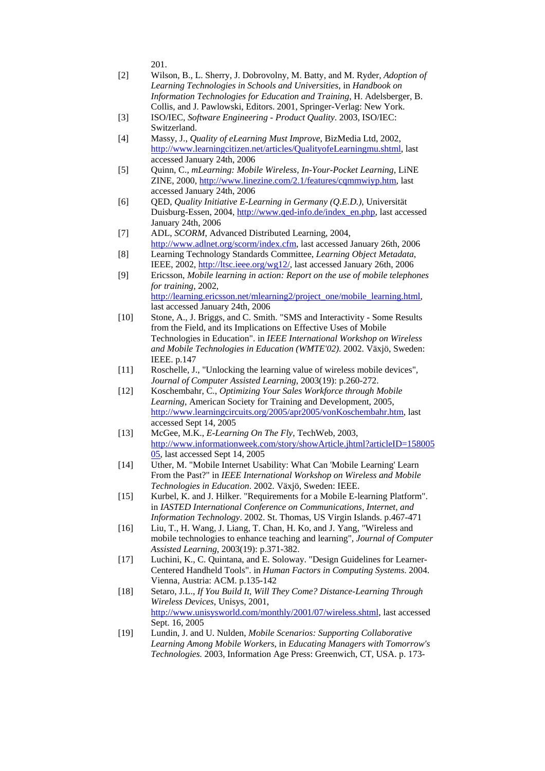201.

[2] Wilson, B., L. Sherry, J. Dobrovolny, M. Batty, and M. Ryder, *Adoption of Learning Technologies in Schools and Universities*, in *Handbook on Information Technologies for Education and Training*, H. Adelsberger, B. Collis, and J. Pawlowski, Editors. 2001, Springer-Verlag: New York.

[3] ISO/IEC, *Software Engineering - Product Quality*. 2003, ISO/IEC: Switzerland.

[4] Massy, J., *Quality of eLearning Must Improve*, BizMedia Ltd, 2002, http://www.learningcitizen.net/articles/QualityofeLearningmu.shtml, last accessed January 24th, 2006

[5] Quinn, C., *mLearning: Mobile Wireless, In-Your-Pocket Learning*, LiNE ZINE, 2000, http://www.linezine.com/2.1/features/cqmmwiyp.htm, last accessed January 24th, 2006

[6] QED, *Quality Initiative E-Learning in Germany (Q.E.D.)*, Universität Duisburg-Essen, 2004, http://www.qed-info.de/index_en.php, last accessed January 24th, 2006

[7] ADL, *SCORM*, Advanced Distributed Learning, 2004, http://www.adlnet.org/scorm/index.cfm, last accessed January 26th, 2006

[8] Learning Technology Standards Committee, *Learning Object Metadata*, IEEE, 2002, http://ltsc.ieee.org/wg12/, last accessed January 26th, 2006

[9] Ericsson, *Mobile learning in action: Report on the use of mobile telephones for training*, 2002, http://learning.ericsson.net/mlearning2/project_one/mobile_learning.html, last accessed January 24th, 2006

[10] Stone, A., J. Briggs, and C. Smith. "SMS and Interactivity - Some Results from the Field, and its Implications on Effective Uses of Mobile Technologies in Education". in *IEEE International Workshop on Wireless and Mobile Technologies in Education (WMTE'02)*. 2002. Växjö, Sweden: IEEE. p.147

[11] Roschelle, J., "Unlocking the learning value of wireless mobile devices", *Journal of Computer Assisted Learning*, 2003(19): p.260-272.

[12] Koschembahr, C., *Optimizing Your Sales Workforce through Mobile Learning*, American Society for Training and Development, 2005, http://www.learningcircuits.org/2005/apr2005/vonKoschembahr.htm, last accessed Sept 14, 2005

[13] McGee, M.K., *E-Learning On The Fly*, TechWeb, 2003, http://www.informationweek.com/story/showArticle.jhtml?articleID=15800505, last accessed Sept 14, 2005

[14] Uther, M. "Mobile Internet Usability: What Can 'Mobile Learning' Learn From the Past?" in *IEEE International Workshop on Wireless and Mobile Technologies in Education*. 2002. Växjö, Sweden: IEEE.

[15] Kurbel, K. and J. Hilker. "Requirements for a Mobile E-learning Platform". in *IASTED International Conference on Communications, Internet, and Information Technology*. 2002. St. Thomas, US Virgin Islands. p.467-471

[16] Liu, T., H. Wang, J. Liang, T. Chan, H. Ko, and J. Yang, "Wireless and mobile technologies to enhance teaching and learning", *Journal of Computer Assisted Learning*, 2003(19): p.371-382.

[17] Luchini, K., C. Quintana, and E. Soloway. "Design Guidelines for Learner-Centered Handheld Tools". in *Human Factors in Computing Systems*. 2004. Vienna, Austria: ACM. p.135-142

[18] Setaro, J.L., *If You Build It, Will They Come? Distance-Learning Through Wireless Devices*, Unisys, 2001, http://www.unisysworld.com/monthly/2001/07/wireless.shtml, last accessed Sept. 16, 2005

[19] Lundin, J. and U. Nulden, *Mobile Scenarios: Supporting Collaborative Learning Among Mobile Workers*, in *Educating Managers with Tomorrow's Technologies*. 2003, Information Age Press: Greenwich, CT, USA. p. 173-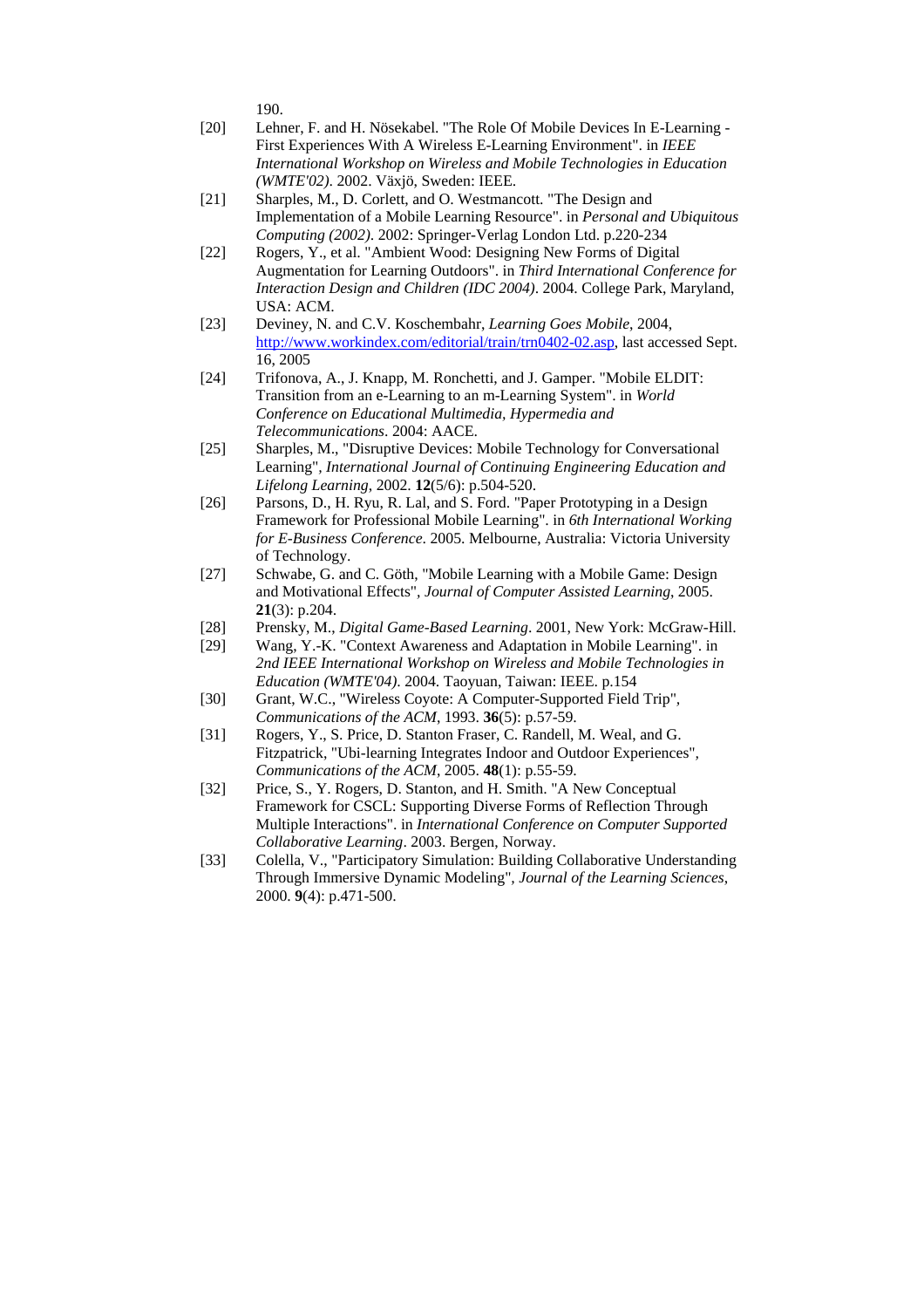190.

[20] Lehner, F. and H. Nösekabel. "The Role Of Mobile Devices In E-Learning - First Experiences With A Wireless E-Learning Environment". in *IEEE International Workshop on Wireless and Mobile Technologies in Education (WMTE'02)*. 2002. Växjö, Sweden: IEEE.

[21] Sharples, M., D. Corlett, and O. Westmancott. "The Design and Implementation of a Mobile Learning Resource". in *Personal and Ubiquitous Computing (2002)*. 2002: Springer-Verlag London Ltd. p.220-234

[22] Rogers, Y., et al. "Ambient Wood: Designing New Forms of Digital Augmentation for Learning Outdoors". in *Third International Conference for Interaction Design and Children (IDC 2004)*. 2004. College Park, Maryland, USA: ACM.

[23] Deviney, N. and C.V. Koschembahr, *Learning Goes Mobile*, 2004, http://www.workindex.com/editorial/train/trn0402-02.asp, last accessed Sept. 16, 2005

[24] Trifonova, A., J. Knapp, M. Ronchetti, and J. Gamper. "Mobile ELDIT: Transition from an e-Learning to an m-Learning System". in *World Conference on Educational Multimedia, Hypermedia and Telecommunications*. 2004: AACE.

[25] Sharples, M., "Disruptive Devices: Mobile Technology for Conversational Learning", *International Journal of Continuing Engineering Education and Lifelong Learning*, 2002. **12**(5/6): p.504-520.

[26] Parsons, D., H. Ryu, R. Lal, and S. Ford. "Paper Prototyping in a Design Framework for Professional Mobile Learning". in *6th International Working for E-Business Conference*. 2005. Melbourne, Australia: Victoria University of Technology.

[27] Schwabe, G. and C. Göth, "Mobile Learning with a Mobile Game: Design and Motivational Effects", *Journal of Computer Assisted Learning*, 2005. **21**(3): p.204.

[28] Prensky, M., *Digital Game-Based Learning*. 2001, New York: McGraw-Hill.

[29] Wang, Y.-K. "Context Awareness and Adaptation in Mobile Learning". in *2nd IEEE International Workshop on Wireless and Mobile Technologies in Education (WMTE'04)*. 2004. Taoyuan, Taiwan: IEEE. p.154

[30] Grant, W.C., "Wireless Coyote: A Computer-Supported Field Trip", *Communications of the ACM*, 1993. **36**(5): p.57-59.

[31] Rogers, Y., S. Price, D. Stanton Fraser, C. Randell, M. Weal, and G. Fitzpatrick, "Ubi-learning Integrates Indoor and Outdoor Experiences", *Communications of the ACM*, 2005. **48**(1): p.55-59.

[32] Price, S., Y. Rogers, D. Stanton, and H. Smith. "A New Conceptual Framework for CSCL: Supporting Diverse Forms of Reflection Through Multiple Interactions". in *International Conference on Computer Supported Collaborative Learning*. 2003. Bergen, Norway.

[33] Colella, V., "Participatory Simulation: Building Collaborative Understanding Through Immersive Dynamic Modeling", *Journal of the Learning Sciences*, 2000. **9**(4): p.471-500.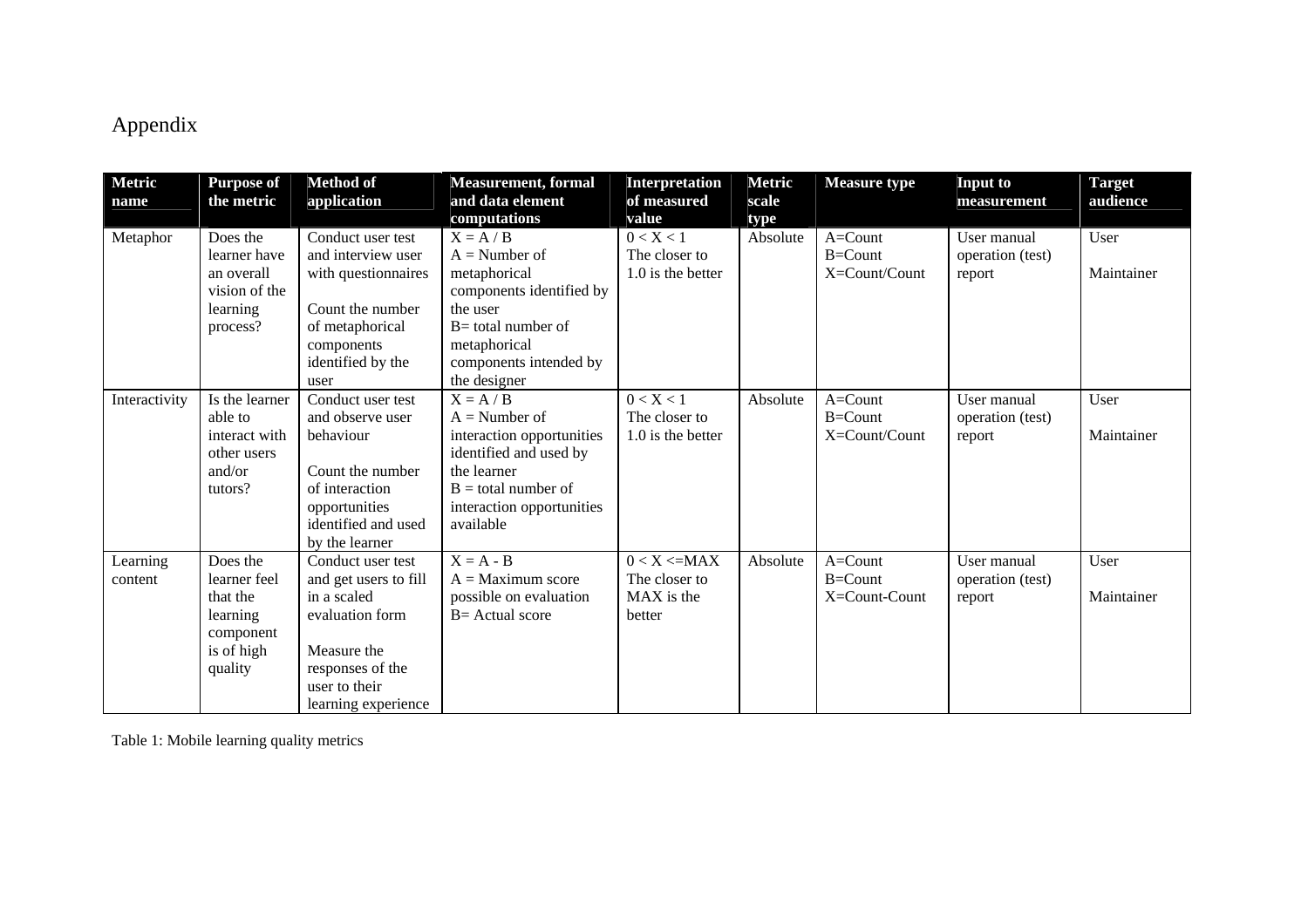# Appendix

| Metric name | Purpose of the metric | Method of application | Measurement, formal and data element computations | Interpretation of measured value | Metric scale type | Measure type | Input to measurement | Target audience |
|---|---|---|---|---|---|---|---|---|
| Metaphor | Does the learner have an overall vision of the learning process? | Conduct user test and interview user with questionnaires<br><br>Count the number of metaphorical components identified by the user | $X = A / B$<br>A = Number of metaphorical components identified by the user<br>B= total number of metaphorical components intended by the designer | $0 < X < 1$<br>The closer to 1.0 is the better | Absolute | A=Count<br>B=Count<br>X=Count/Count | User manual operation (test) report | User<br><br>Maintainer |
| Interactivity | Is the learner able to interact with other users and/or tutors? | Conduct user test and observe user behaviour<br><br>Count the number of interaction opportunities identified and used by the learner | $X = A / B$<br>A = Number of interaction opportunities identified and used by the learner<br>B = total number of interaction opportunities available | $0 < X < 1$<br>The closer to 1.0 is the better | Absolute | A=Count<br>B=Count<br>X=Count/Count | User manual operation (test) report | User<br><br>Maintainer |
| Learning content | Does the learner feel that the learning component is of high quality | Conduct user test and get users to fill in a scaled evaluation form<br><br>Measure the responses of the user to their learning experience | $X = A - B$<br>A = Maximum score possible on evaluation<br>B= Actual score | $0 < X <= MAX$<br>The closer to MAX is the better | Absolute | A=Count<br>B=Count<br>X=Count-Count | User manual operation (test) report | User<br><br>Maintainer |

Table 1: Mobile learning quality metrics